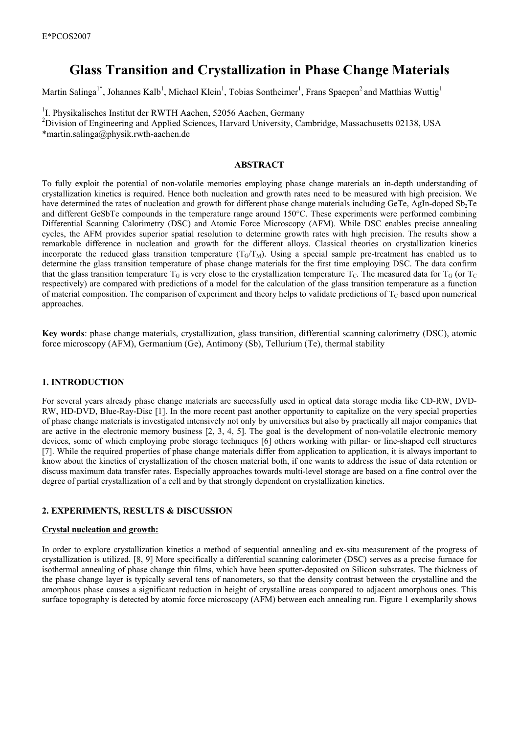# Glass Transition and Crystallization in Phase Change Materials

Martin Salinga[1*], Johannes Kalb[1], Michael Klein[1], Tobias Sontheimer[1], Frans Spaepen[2] and Matthias Wuttig[1]

[1]I. Physikalisches Institut der RWTH Aachen, 52056 Aachen, Germany
[2]Division of Engineering and Applied Sciences, Harvard University, Cambridge, Massachusetts 02138, USA
*martin.salinga@physik.rwth-aachen.de

## ABSTRACT

To fully exploit the potential of non-volatile memories employing phase change materials an in-depth understanding of crystallization kinetics is required. Hence both nucleation and growth rates need to be measured with high precision. We have determined the rates of nucleation and growth for different phase change materials including GeTe, AgIn-doped $Sb_2Te$ and different GeSbTe compounds in the temperature range around 150°C. These experiments were performed combining Differential Scanning Calorimetry (DSC) and Atomic Force Microscopy (AFM). While DSC enables precise annealing cycles, the AFM provides superior spatial resolution to determine growth rates with high precision. The results show a remarkable difference in nucleation and growth for the different alloys. Classical theories on crystallization kinetics incorporate the reduced glass transition temperature ($T_G/T_M$). Using a special sample pre-treatment has enabled us to determine the glass transition temperature of phase change materials for the first time employing DSC. The data confirm that the glass transition temperature $T_G$ is very close to the crystallization temperature $T_C$. The measured data for $T_G$ (or $T_C$ respectively) are compared with predictions of a model for the calculation of the glass transition temperature as a function of material composition. The comparison of experiment and theory helps to validate predictions of $T_C$ based upon numerical approaches.

**Key words**: phase change materials, crystallization, glass transition, differential scanning calorimetry (DSC), atomic force microscopy (AFM), Germanium (Ge), Antimony (Sb), Tellurium (Te), thermal stability

## 1. INTRODUCTION

For several years already phase change materials are successfully used in optical data storage media like CD-RW, DVD-RW, HD-DVD, Blue-Ray-Disc [1]. In the more recent past another opportunity to capitalize on the very special properties of phase change materials is investigated intensively not only by universities but also by practically all major companies that are active in the electronic memory business [2, 3, 4, 5]. The goal is the development of non-volatile electronic memory devices, some of which employing probe storage techniques [6] others working with pillar- or line-shaped cell structures [7]. While the required properties of phase change materials differ from application to application, it is always important to know about the kinetics of crystallization of the chosen material both, if one wants to address the issue of data retention or discuss maximum data transfer rates. Especially approaches towards multi-level storage are based on a fine control over the degree of partial crystallization of a cell and by that strongly dependent on crystallization kinetics.

## 2. EXPERIMENTS, RESULTS & DISCUSSION

**Crystal nucleation and growth:**

In order to explore crystallization kinetics a method of sequential annealing and ex-situ measurement of the progress of crystallization is utilized. [8, 9] More specifically a differential scanning calorimeter (DSC) serves as a precise furnace for isothermal annealing of phase change thin films, which have been sputter-deposited on Silicon substrates. The thickness of the phase change layer is typically several tens of nanometers, so that the density contrast between the crystalline and the amorphous phase causes a significant reduction in height of crystalline areas compared to adjacent amorphous ones. This surface topography is detected by atomic force microscopy (AFM) between each annealing run. Figure 1 exemplarily shows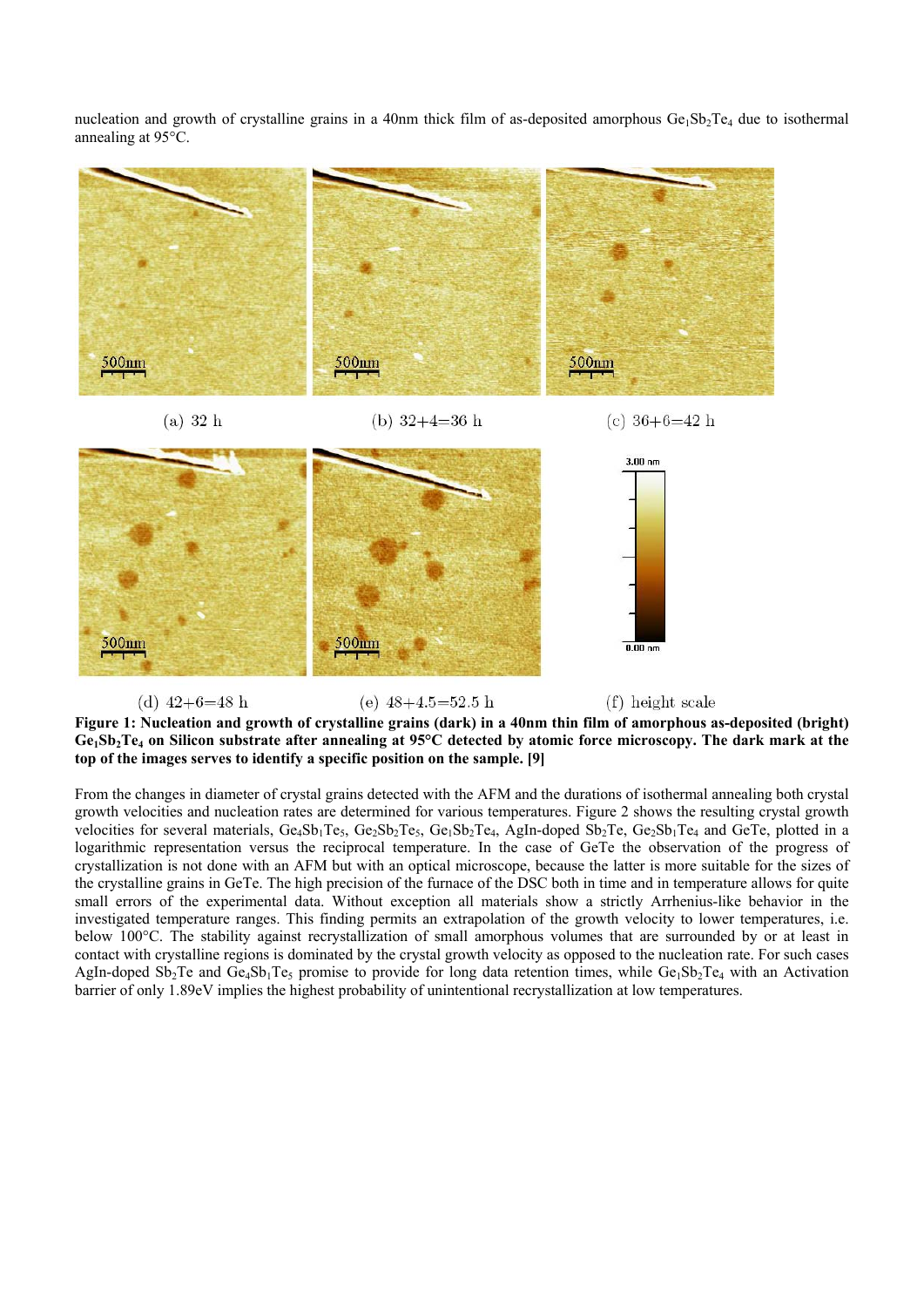nucleation and growth of crystalline grains in a 40nm thick film of as-deposited amorphous $Ge_1Sb_2Te_4$ due to isothermal annealing at 95°C.

(a) 32 h

(b) 32+4=36 h

(c) 36+6=42 h

(d) 42+6=48 h

(e) 48+4.5=52.5 h

(f) height scale

**Figure 1: Nucleation and growth of crystalline grains (dark) in a 40nm thin film of amorphous as-deposited (bright) $Ge_1Sb_2Te_4$ on Silicon substrate after annealing at 95°C detected by atomic force microscopy. The dark mark at the top of the images serves to identify a specific position on the sample. [9]**

From the changes in diameter of crystal grains detected with the AFM and the durations of isothermal annealing both crystal growth velocities and nucleation rates are determined for various temperatures. Figure 2 shows the resulting crystal growth velocities for several materials, $Ge_4Sb_1Te_5$, $Ge_2Sb_2Te_5$, $Ge_1Sb_2Te_4$, AgIn-doped $Sb_2Te$, $Ge_2Sb_1Te_4$ and GeTe, plotted in a logarithmic representation versus the reciprocal temperature. In the case of GeTe the observation of the progress of crystallization is not done with an AFM but with an optical microscope, because the latter is more suitable for the sizes of the crystalline grains in GeTe. The high precision of the furnace of the DSC both in time and in temperature allows for quite small errors of the experimental data. Without exception all materials show a strictly Arrhenius-like behavior in the investigated temperature ranges. This finding permits an extrapolation of the growth velocity to lower temperatures, i.e. below 100°C. The stability against recrystallization of small amorphous volumes that are surrounded by or at least in contact with crystalline regions is dominated by the crystal growth velocity as opposed to the nucleation rate. For such cases AgIn-doped $Sb_2Te$ and $Ge_4Sb_1Te_5$ promise to provide for long data retention times, while $Ge_1Sb_2Te_4$ with an Activation barrier of only 1.89eV implies the highest probability of unintentional recrystallization at low temperatures.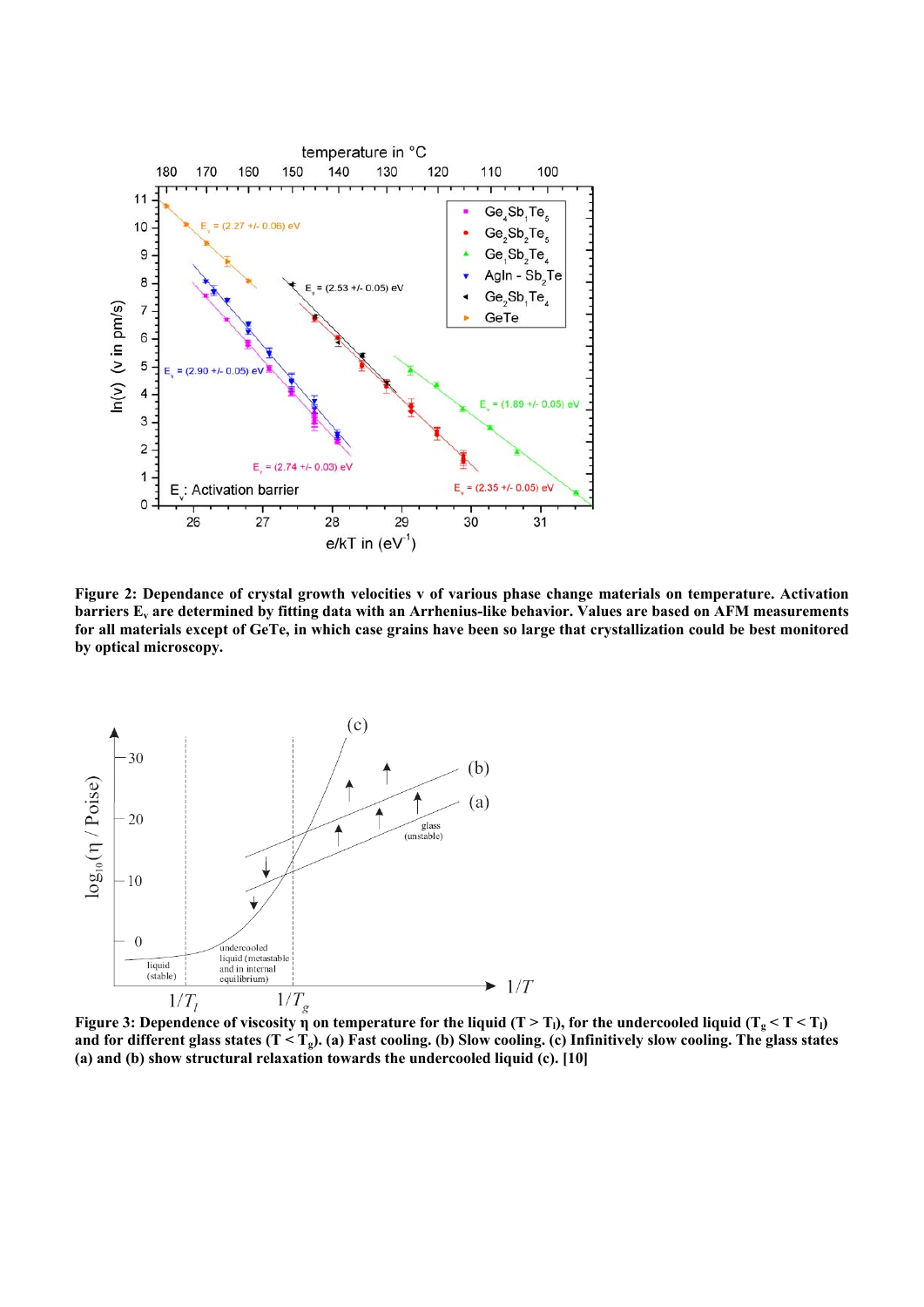**Figure 2: Dependance of crystal growth velocities v of various phase change materials on temperature. Activation barriers $E_v$ are determined by fitting data with an Arrhenius-like behavior. Values are based on AFM measurements for all materials except of GeTe, in which case grains have been so large that crystallization could be best monitored by optical microscopy.**

**Figure 3: Dependence of viscosity η on temperature for the liquid ($T > T_l$), for the undercooled liquid ($T_g < T < T_l$) and for different glass states ($T < T_g$). (a) Fast cooling. (b) Slow cooling. (c) Infinitively slow cooling. The glass states (a) and (b) show structural relaxation towards the undercooled liquid (c). [10]**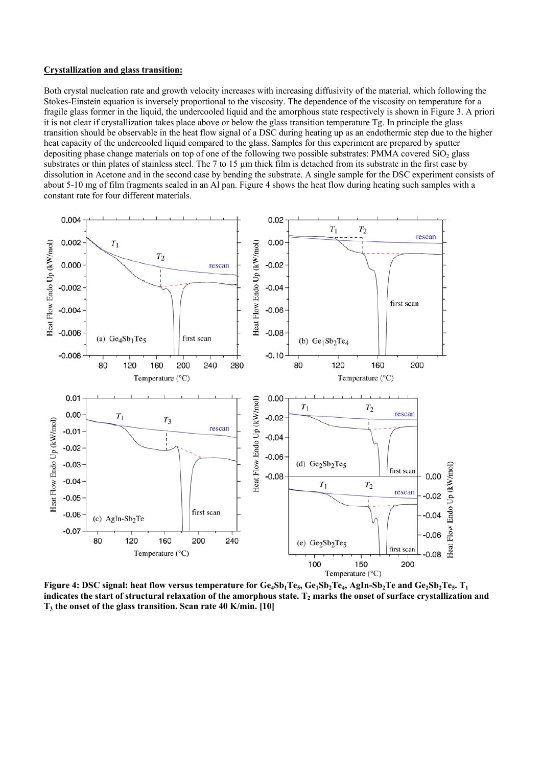**Crystallization and glass transition:**

Both crystal nucleation rate and growth velocity increases with increasing diffusivity of the material, which following the Stokes-Einstein equation is inversely proportional to the viscosity. The dependence of the viscosity on temperature for a fragile glass former in the liquid, the undercooled liquid and the amorphous state respectively is shown in Figure 3. A priori it is not clear if crystallization takes place above or below the glass transition temperature Tg. In principle the glass transition should be observable in the heat flow signal of a DSC during heating up as an endothermic step due to the higher heat capacity of the undercooled liquid compared to the glass. Samples for this experiment are prepared by sputter depositing phase change materials on top of one of the following two possible substrates: PMMA covered $SiO_2$ glass substrates or thin plates of stainless steel. The 7 to 15 µm thick film is detached from its substrate in the first case by dissolution in Acetone and in the second case by bending the substrate. A single sample for the DSC experiment consists of about 5-10 mg of film fragments sealed in an Al pan. Figure 4 shows the heat flow during heating such samples with a constant rate for four different materials.

**Figure 4: DSC signal: heat flow versus temperature for $Ge_4Sb_1Te_5$, $Ge_1Sb_2Te_4$, AgIn-$Sb_2Te$ and $Ge_2Sb_2Te_5$. $T_1$ indicates the start of structural relaxation of the amorphous state. $T_2$ marks the onset of surface crystallization and $T_3$ the onset of the glass transition. Scan rate 40 K/min. [10]**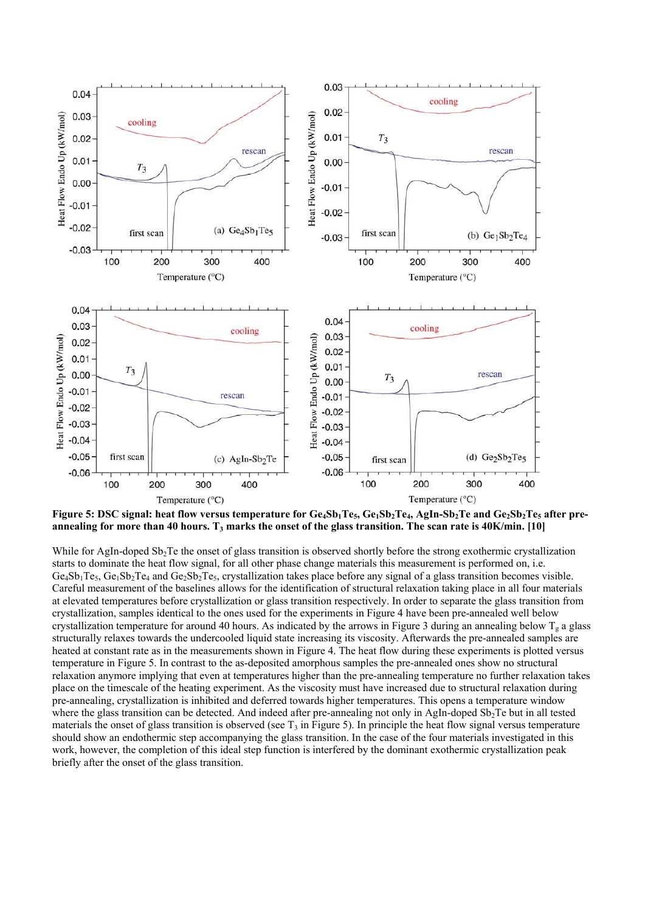**Figure 5: DSC signal: heat flow versus temperature for $Ge_4Sb_1Te_5$, $Ge_1Sb_2Te_4$, AgIn-$Sb_2Te$ and $Ge_2Sb_2Te_5$ after pre-annealing for more than 40 hours. $T_3$ marks the onset of the glass transition. The scan rate is 40K/min. [10]**

While for AgIn-doped $Sb_2Te$ the onset of glass transition is observed shortly before the strong exothermic crystallization starts to dominate the heat flow signal, for all other phase change materials this measurement is performed on, i.e. $Ge_4Sb_1Te_5$, $Ge_1Sb_2Te_4$ and $Ge_2Sb_2Te_5$, crystallization takes place before any signal of a glass transition becomes visible. Careful measurement of the baselines allows for the identification of structural relaxation taking place in all four materials at elevated temperatures before crystallization or glass transition respectively. In order to separate the glass transition from crystallization, samples identical to the ones used for the experiments in Figure 4 have been pre-annealed well below crystallization temperature for around 40 hours. As indicated by the arrows in Figure 3 during an annealing below $T_g$ a glass structurally relaxes towards the undercooled liquid state increasing its viscosity. Afterwards the pre-annealed samples are heated at constant rate as in the measurements shown in Figure 4. The heat flow during these experiments is plotted versus temperature in Figure 5. In contrast to the as-deposited amorphous samples the pre-annealed ones show no structural relaxation anymore implying that even at temperatures higher than the pre-annealing temperature no further relaxation takes place on the timescale of the heating experiment. As the viscosity must have increased due to structural relaxation during pre-annealing, crystallization is inhibited and deferred towards higher temperatures. This opens a temperature window where the glass transition can be detected. And indeed after pre-annealing not only in AgIn-doped $Sb_2Te$ but in all tested materials the onset of glass transition is observed (see $T_3$ in Figure 5). In principle the heat flow signal versus temperature should show an endothermic step accompanying the glass transition. In the case of the four materials investigated in this work, however, the completion of this ideal step function is interfered by the dominant exothermic crystallization peak briefly after the onset of the glass transition.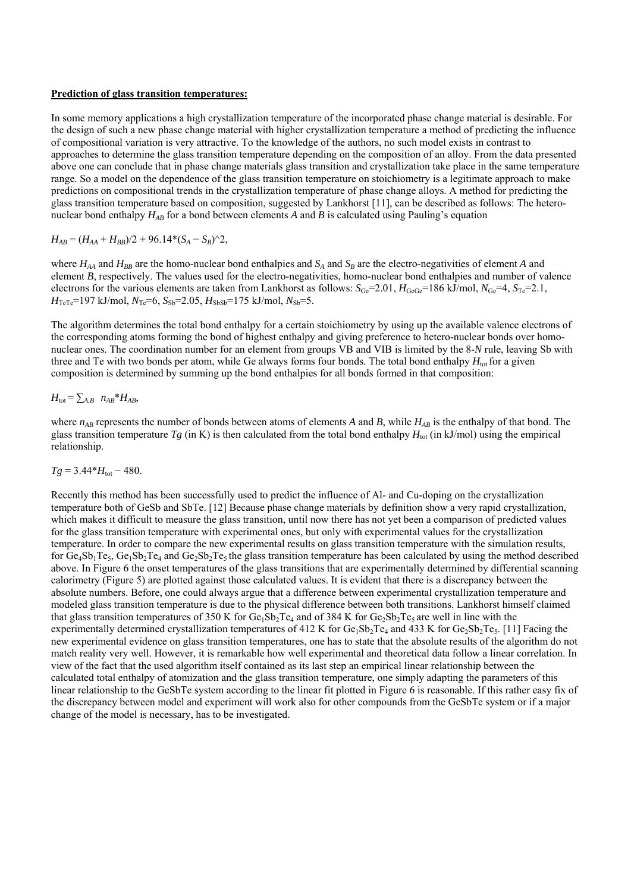**Prediction of glass transition temperatures:**

In some memory applications a high crystallization temperature of the incorporated phase change material is desirable. For the design of such a new phase change material with higher crystallization temperature a method of predicting the influence of compositional variation is very attractive. To the knowledge of the authors, no such model exists in contrast to approaches to determine the glass transition temperature depending on the composition of an alloy. From the data presented above one can conclude that in phase change materials glass transition and crystallization take place in the same temperature range. So a model on the dependence of the glass transition temperature on stoichiometry is a legitimate approach to make predictions on compositional trends in the crystallization temperature of phase change alloys. A method for predicting the glass transition temperature based on composition, suggested by Lankhorst [11], can be described as follows: The hetero-nuclear bond enthalpy $H_{AB}$ for a bond between elements $A$ and $B$ is calculated using Pauling's equation

$$H_{AB} = (H_{AA} + H_{BB})/2 + 96.14*(S_A - S_B)^2,$$

where $H_{AA}$ and $H_{BB}$ are the homo-nuclear bond enthalpies and $S_A$ and $S_B$ are the electro-negativities of element $A$ and element $B$, respectively. The values used for the electro-negativities, homo-nuclear bond enthalpies and number of valence electrons for the various elements are taken from Lankhorst as follows: $S_{Ge}$=2.01, $H_{GeGe}$=186 kJ/mol, $N_{Ge}$=4, $S_{Te}$=2.1, $H_{TeTe}$=197 kJ/mol, $N_{Te}$=6, $S_{Sb}$=2.05, $H_{SbSb}$=175 kJ/mol, $N_{Sb}$=5.

The algorithm determines the total bond enthalpy for a certain stoichiometry by using up the available valence electrons of the corresponding atoms forming the bond of highest enthalpy and giving preference to hetero-nuclear bonds over homo-nuclear ones. The coordination number for an element from groups VB and VIB is limited by the 8-$N$ rule, leaving Sb with three and Te with two bonds per atom, while Ge always forms four bonds. The total bond enthalpy $H_{tot}$ for a given composition is determined by summing up the bond enthalpies for all bonds formed in that composition:

$$H_{tot} = \sum_{A,B} n_{AB}*H_{AB},$$

where $n_{AB}$ represents the number of bonds between atoms of elements $A$ and $B$, while $H_{AB}$ is the enthalpy of that bond. The glass transition temperature $Tg$ (in K) is then calculated from the total bond enthalpy $H_{tot}$ (in kJ/mol) using the empirical relationship.

$$Tg = 3.44*H_{tot} - 480.$$

Recently this method has been successfully used to predict the influence of Al- and Cu-doping on the crystallization temperature both of GeSb and SbTe. [12] Because phase change materials by definition show a very rapid crystallization, which makes it difficult to measure the glass transition, until now there has not yet been a comparison of predicted values for the glass transition temperature with experimental ones, but only with experimental values for the crystallization temperature. In order to compare the new experimental results on glass transition temperature with the simulation results, for $Ge_4Sb_1Te_5$, $Ge_1Sb_2Te_4$ and $Ge_2Sb_2Te_5$ the glass transition temperature has been calculated by using the method described above. In Figure 6 the onset temperatures of the glass transitions that are experimentally determined by differential scanning calorimetry (Figure 5) are plotted against those calculated values. It is evident that there is a discrepancy between the absolute numbers. Before, one could always argue that a difference between experimental crystallization temperature and modeled glass transition temperature is due to the physical difference between both transitions. Lankhorst himself claimed that glass transition temperatures of 350 K for $Ge_1Sb_2Te_4$ and of 384 K for $Ge_2Sb_2Te_5$ are well in line with the experimentally determined crystallization temperatures of 412 K for $Ge_1Sb_2Te_4$ and 433 K for $Ge_2Sb_2Te_5$. [11] Facing the new experimental evidence on glass transition temperatures, one has to state that the absolute results of the algorithm do not match reality very well. However, it is remarkable how well experimental and theoretical data follow a linear correlation. In view of the fact that the used algorithm itself contained as its last step an empirical linear relationship between the calculated total enthalpy of atomization and the glass transition temperature, one simply adapting the parameters of this linear relationship to the GeSbTe system according to the linear fit plotted in Figure 6 is reasonable. If this rather easy fix of the discrepancy between model and experiment will work also for other compounds from the GeSbTe system or if a major change of the model is necessary, has to be investigated.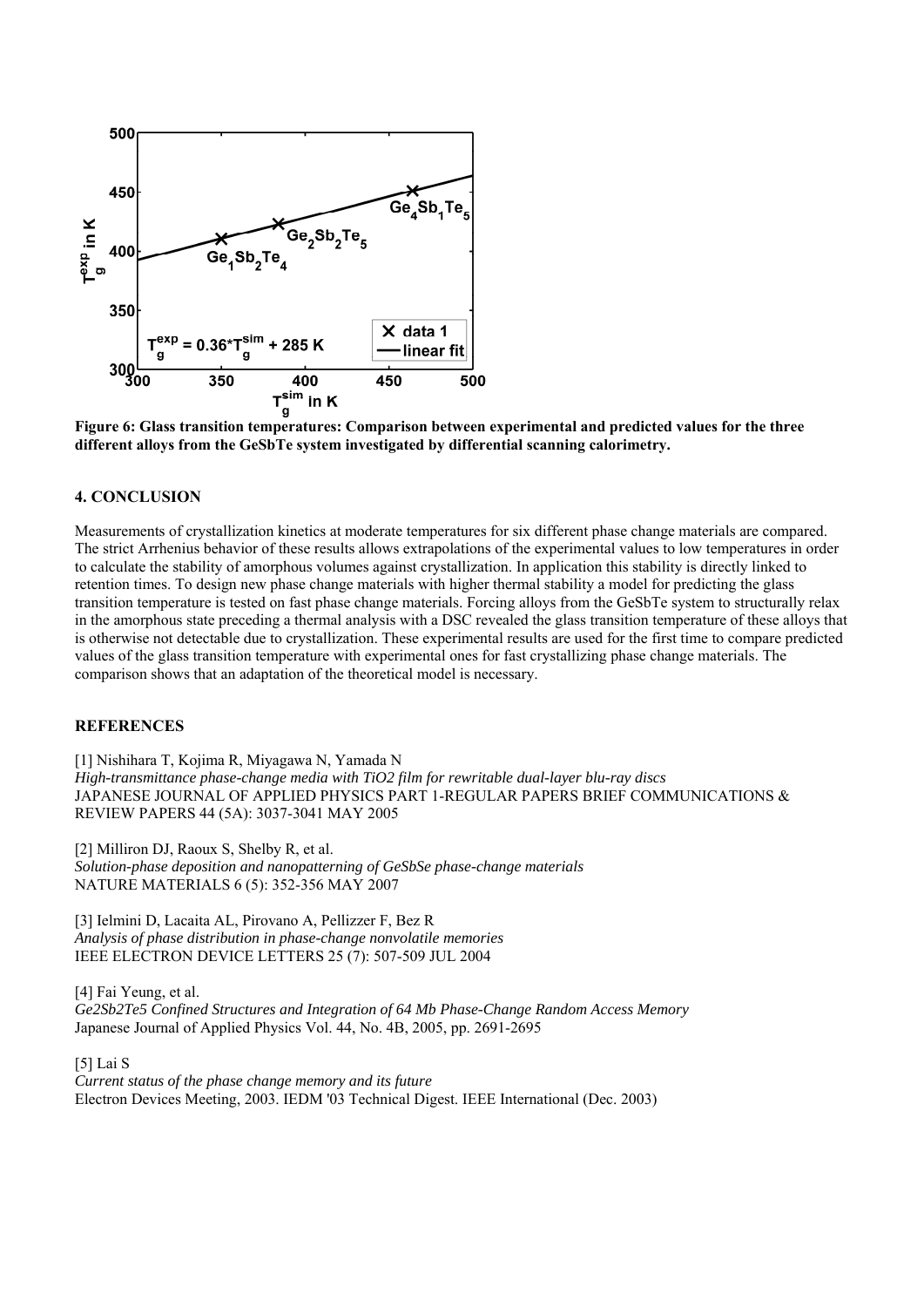Figure 6: Glass transition temperatures: Comparison between experimental and predicted values for the three different alloys from the GeSbTe system investigated by differential scanning calorimetry.

## 4. CONCLUSION

Measurements of crystallization kinetics at moderate temperatures for six different phase change materials are compared. The strict Arrhenius behavior of these results allows extrapolations of the experimental values to low temperatures in order to calculate the stability of amorphous volumes against crystallization. In application this stability is directly linked to retention times. To design new phase change materials with higher thermal stability a model for predicting the glass transition temperature is tested on fast phase change materials. Forcing alloys from the GeSbTe system to structurally relax in the amorphous state preceding a thermal analysis with a DSC revealed the glass transition temperature of these alloys that is otherwise not detectable due to crystallization. These experimental results are used for the first time to compare predicted values of the glass transition temperature with experimental ones for fast crystallizing phase change materials. The comparison shows that an adaptation of the theoretical model is necessary.

## REFERENCES

[1] Nishihara T, Kojima R, Miyagawa N, Yamada N
*High-transmittance phase-change media with TiO2 film for rewritable dual-layer blu-ray discs*
JAPANESE JOURNAL OF APPLIED PHYSICS PART 1-REGULAR PAPERS BRIEF COMMUNICATIONS & REVIEW PAPERS 44 (5A): 3037-3041 MAY 2005

[2] Milliron DJ, Raoux S, Shelby R, et al.
*Solution-phase deposition and nanopatterning of GeSbSe phase-change materials*
NATURE MATERIALS 6 (5): 352-356 MAY 2007

[3] Ielmini D, Lacaita AL, Pirovano A, Pellizzer F, Bez R
*Analysis of phase distribution in phase-change nonvolatile memories*
IEEE ELECTRON DEVICE LETTERS 25 (7): 507-509 JUL 2004

[4] Fai Yeung, et al.
*Ge2Sb2Te5 Confined Structures and Integration of 64 Mb Phase-Change Random Access Memory*
Japanese Journal of Applied Physics Vol. 44, No. 4B, 2005, pp. 2691-2695

[5] Lai S
*Current status of the phase change memory and its future*
Electron Devices Meeting, 2003. IEDM '03 Technical Digest. IEEE International (Dec. 2003)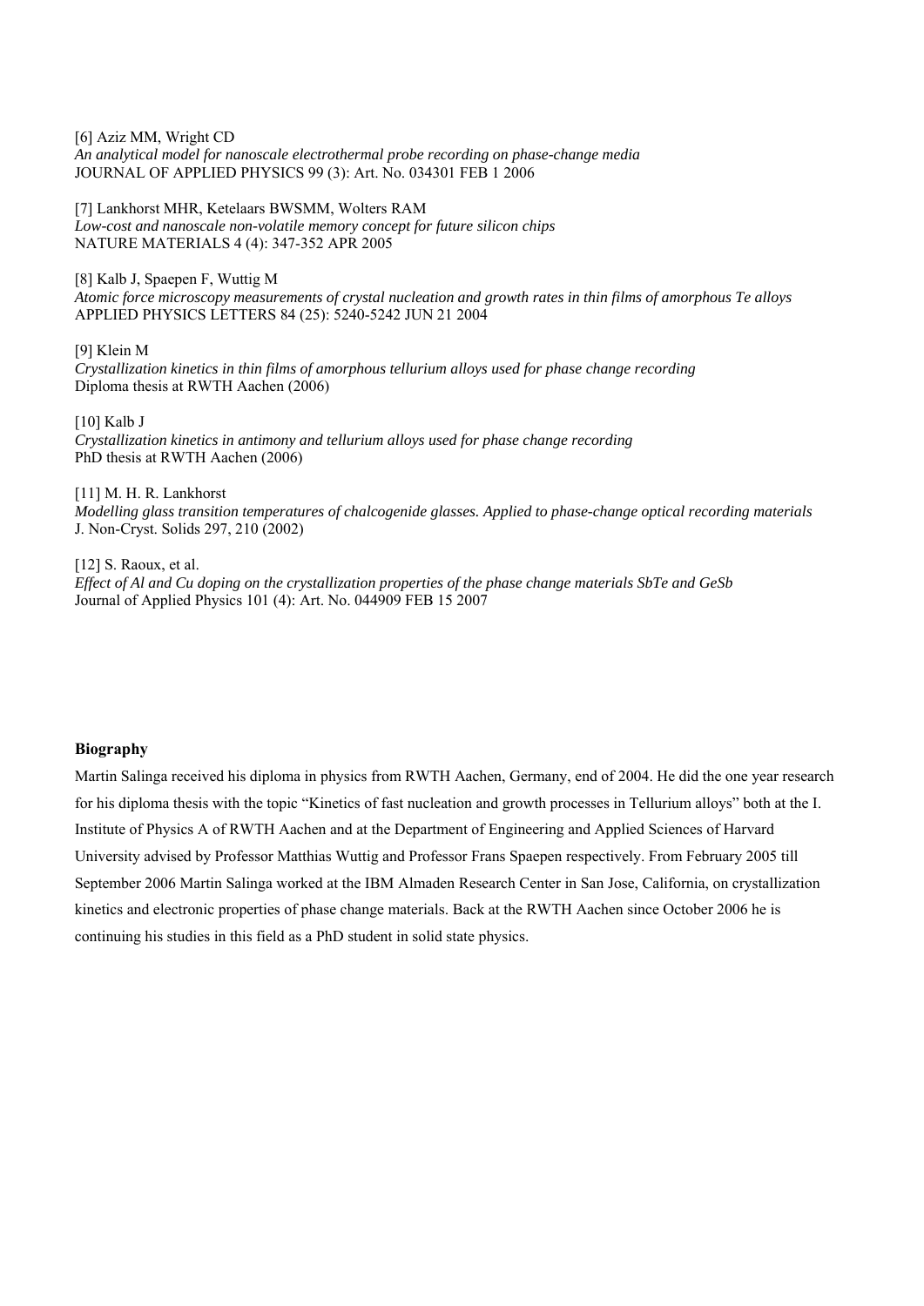[6] Aziz MM, Wright CD
*An analytical model for nanoscale electrothermal probe recording on phase-change media*
JOURNAL OF APPLIED PHYSICS 99 (3): Art. No. 034301 FEB 1 2006

[7] Lankhorst MHR, Ketelaars BWSMM, Wolters RAM
*Low-cost and nanoscale non-volatile memory concept for future silicon chips*
NATURE MATERIALS 4 (4): 347-352 APR 2005

[8] Kalb J, Spaepen F, Wuttig M
*Atomic force microscopy measurements of crystal nucleation and growth rates in thin films of amorphous Te alloys*
APPLIED PHYSICS LETTERS 84 (25): 5240-5242 JUN 21 2004

[9] Klein M
*Crystallization kinetics in thin films of amorphous tellurium alloys used for phase change recording*
Diploma thesis at RWTH Aachen (2006)

[10] Kalb J
*Crystallization kinetics in antimony and tellurium alloys used for phase change recording*
PhD thesis at RWTH Aachen (2006)

[11] M. H. R. Lankhorst
*Modelling glass transition temperatures of chalcogenide glasses. Applied to phase-change optical recording materials*
J. Non-Cryst. Solids 297, 210 (2002)

[12] S. Raoux, et al.
*Effect of Al and Cu doping on the crystallization properties of the phase change materials SbTe and GeSb*
Journal of Applied Physics 101 (4): Art. No. 044909 FEB 15 2007

**Biography**

Martin Salinga received his diploma in physics from RWTH Aachen, Germany, end of 2004. He did the one year research for his diploma thesis with the topic "Kinetics of fast nucleation and growth processes in Tellurium alloys" both at the I. Institute of Physics A of RWTH Aachen and at the Department of Engineering and Applied Sciences of Harvard University advised by Professor Matthias Wuttig and Professor Frans Spaepen respectively. From February 2005 till September 2006 Martin Salinga worked at the IBM Almaden Research Center in San Jose, California, on crystallization kinetics and electronic properties of phase change materials. Back at the RWTH Aachen since October 2006 he is continuing his studies in this field as a PhD student in solid state physics.